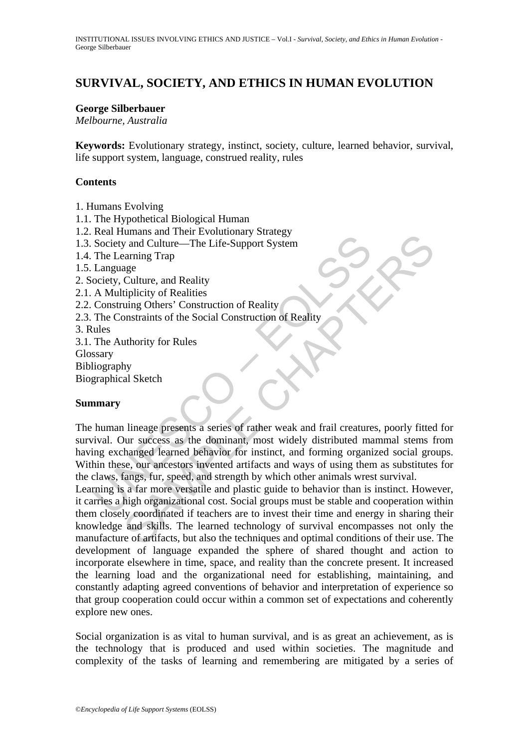# SURVIVAL, SOCIETY, AND ETHICS IN HUMAN EVOLUTION

**George Silberbauer**
*Melbourne, Australia*

**Keywords:** Evolutionary strategy, instinct, society, culture, learned behavior, survival, life support system, language, construed reality, rules

## Contents

1. Humans Evolving
1.1. The Hypothetical Biological Human
1.2. Real Humans and Their Evolutionary Strategy
1.3. Society and Culture—The Life-Support System
1.4. The Learning Trap
1.5. Language
2. Society, Culture, and Reality
2.1. A Multiplicity of Realities
2.2. Construing Others' Construction of Reality
2.3. The Constraints of the Social Construction of Reality
3. Rules
3.1. The Authority for Rules
Glossary
Bibliography
Biographical Sketch

## Summary

The human lineage presents a series of rather weak and frail creatures, poorly fitted for survival. Our success as the dominant, most widely distributed mammal stems from having exchanged learned behavior for instinct, and forming organized social groups. Within these, our ancestors invented artifacts and ways of using them as substitutes for the claws, fangs, fur, speed, and strength by which other animals wrest survival.

Learning is a far more versatile and plastic guide to behavior than is instinct. However, it carries a high organizational cost. Social groups must be stable and cooperation within them closely coordinated if teachers are to invest their time and energy in sharing their knowledge and skills. The learned technology of survival encompasses not only the manufacture of artifacts, but also the techniques and optimal conditions of their use. The development of language expanded the sphere of shared thought and action to incorporate elsewhere in time, space, and reality than the concrete present. It increased the learning load and the organizational need for establishing, maintaining, and constantly adapting agreed conventions of behavior and interpretation of experience so that group cooperation could occur within a common set of expectations and coherently explore new ones.

Social organization is as vital to human survival, and is as great an achievement, as is the technology that is produced and used within societies. The magnitude and complexity of the tasks of learning and remembering are mitigated by a series of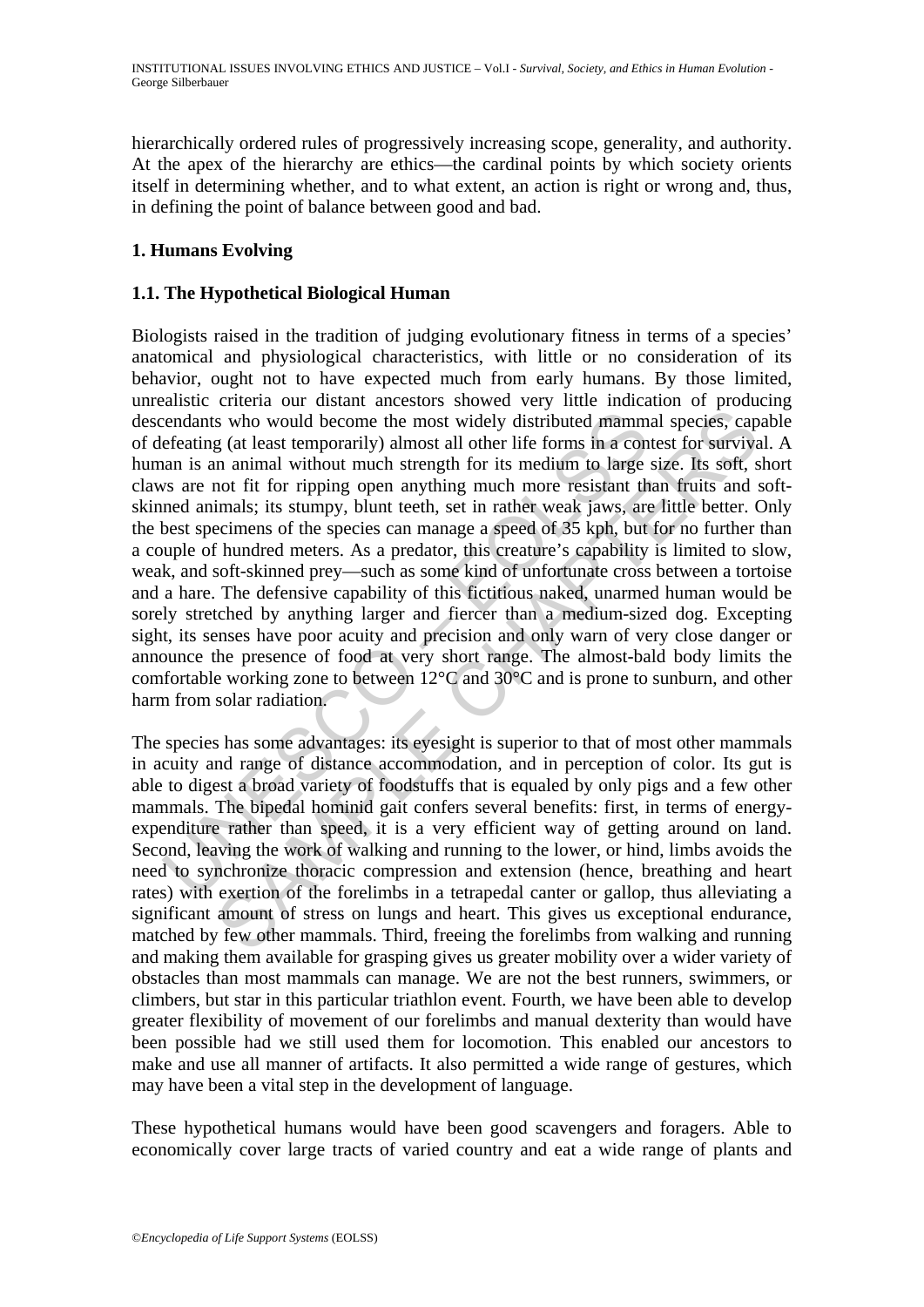hierarchically ordered rules of progressively increasing scope, generality, and authority. At the apex of the hierarchy are ethics—the cardinal points by which society orients itself in determining whether, and to what extent, an action is right or wrong and, thus, in defining the point of balance between good and bad.

## 1. Humans Evolving

### 1.1. The Hypothetical Biological Human

Biologists raised in the tradition of judging evolutionary fitness in terms of a species' anatomical and physiological characteristics, with little or no consideration of its behavior, ought not to have expected much from early humans. By those limited, unrealistic criteria our distant ancestors showed very little indication of producing descendants who would become the most widely distributed mammal species, capable of defeating (at least temporarily) almost all other life forms in a contest for survival. A human is an animal without much strength for its medium to large size. Its soft, short claws are not fit for ripping open anything much more resistant than fruits and soft-skinned animals; its stumpy, blunt teeth, set in rather weak jaws, are little better. Only the best specimens of the species can manage a speed of 35 kph, but for no further than a couple of hundred meters. As a predator, this creature's capability is limited to slow, weak, and soft-skinned prey—such as some kind of unfortunate cross between a tortoise and a hare. The defensive capability of this fictitious naked, unarmed human would be sorely stretched by anything larger and fiercer than a medium-sized dog. Excepting sight, its senses have poor acuity and precision and only warn of very close danger or announce the presence of food at very short range. The almost-bald body limits the comfortable working zone to between 12°C and 30°C and is prone to sunburn, and other harm from solar radiation.

The species has some advantages: its eyesight is superior to that of most other mammals in acuity and range of distance accommodation, and in perception of color. Its gut is able to digest a broad variety of foodstuffs that is equaled by only pigs and a few other mammals. The bipedal hominid gait confers several benefits: first, in terms of energy-expenditure rather than speed, it is a very efficient way of getting around on land. Second, leaving the work of walking and running to the lower, or hind, limbs avoids the need to synchronize thoracic compression and extension (hence, breathing and heart rates) with exertion of the forelimbs in a tetrapedal canter or gallop, thus alleviating a significant amount of stress on lungs and heart. This gives us exceptional endurance, matched by few other mammals. Third, freeing the forelimbs from walking and running and making them available for grasping gives us greater mobility over a wider variety of obstacles than most mammals can manage. We are not the best runners, swimmers, or climbers, but star in this particular triathlon event. Fourth, we have been able to develop greater flexibility of movement of our forelimbs and manual dexterity than would have been possible had we still used them for locomotion. This enabled our ancestors to make and use all manner of artifacts. It also permitted a wide range of gestures, which may have been a vital step in the development of language.

These hypothetical humans would have been good scavengers and foragers. Able to economically cover large tracts of varied country and eat a wide range of plants and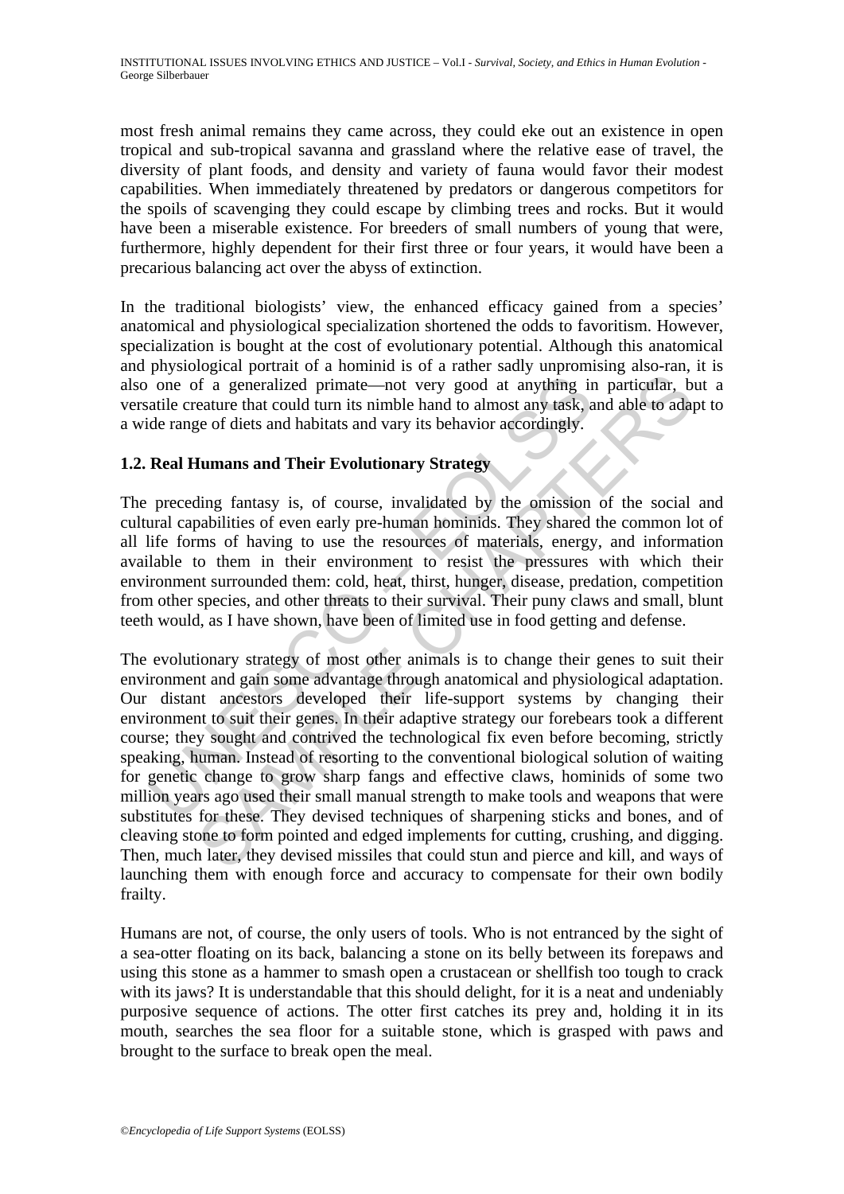most fresh animal remains they came across, they could eke out an existence in open tropical and sub-tropical savanna and grassland where the relative ease of travel, the diversity of plant foods, and density and variety of fauna would favor their modest capabilities. When immediately threatened by predators or dangerous competitors for the spoils of scavenging they could escape by climbing trees and rocks. But it would have been a miserable existence. For breeders of small numbers of young that were, furthermore, highly dependent for their first three or four years, it would have been a precarious balancing act over the abyss of extinction.

In the traditional biologists' view, the enhanced efficacy gained from a species' anatomical and physiological specialization shortened the odds to favoritism. However, specialization is bought at the cost of evolutionary potential. Although this anatomical and physiological portrait of a hominid is of a rather sadly unpromising also-ran, it is also one of a generalized primate—not very good at anything in particular, but a versatile creature that could turn its nimble hand to almost any task, and able to adapt to a wide range of diets and habitats and vary its behavior accordingly.

### 1.2. Real Humans and Their Evolutionary Strategy

The preceding fantasy is, of course, invalidated by the omission of the social and cultural capabilities of even early pre-human hominids. They shared the common lot of all life forms of having to use the resources of materials, energy, and information available to them in their environment to resist the pressures with which their environment surrounded them: cold, heat, thirst, hunger, disease, predation, competition from other species, and other threats to their survival. Their puny claws and small, blunt teeth would, as I have shown, have been of limited use in food getting and defense.

The evolutionary strategy of most other animals is to change their genes to suit their environment and gain some advantage through anatomical and physiological adaptation. Our distant ancestors developed their life-support systems by changing their environment to suit their genes. In their adaptive strategy our forebears took a different course; they sought and contrived the technological fix even before becoming, strictly speaking, human. Instead of resorting to the conventional biological solution of waiting for genetic change to grow sharp fangs and effective claws, hominids of some two million years ago used their small manual strength to make tools and weapons that were substitutes for these. They devised techniques of sharpening sticks and bones, and of cleaving stone to form pointed and edged implements for cutting, crushing, and digging. Then, much later, they devised missiles that could stun and pierce and kill, and ways of launching them with enough force and accuracy to compensate for their own bodily frailty.

Humans are not, of course, the only users of tools. Who is not entranced by the sight of a sea-otter floating on its back, balancing a stone on its belly between its forepaws and using this stone as a hammer to smash open a crustacean or shellfish too tough to crack with its jaws? It is understandable that this should delight, for it is a neat and undeniably purposive sequence of actions. The otter first catches its prey and, holding it in its mouth, searches the sea floor for a suitable stone, which is grasped with paws and brought to the surface to break open the meal.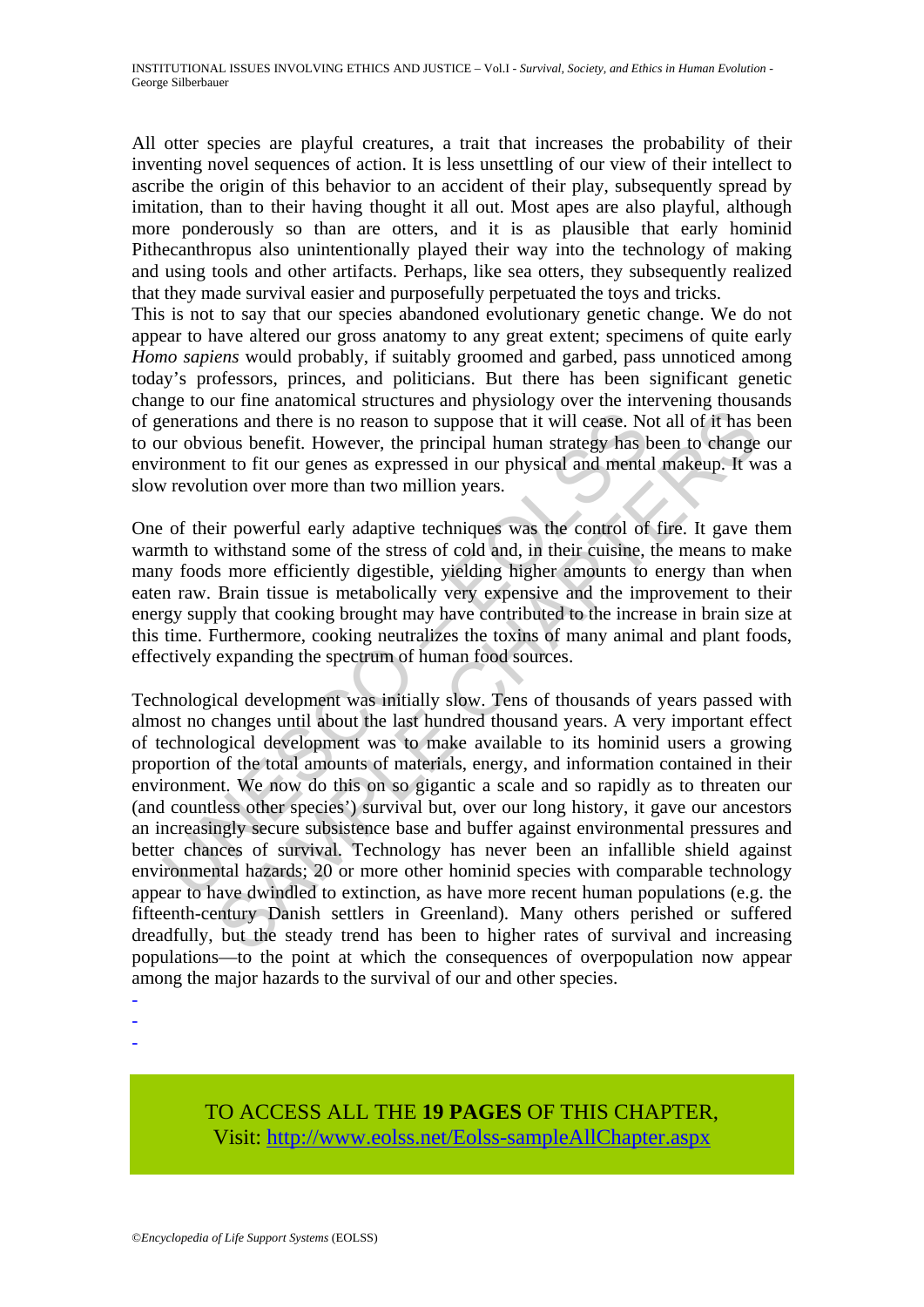All otter species are playful creatures, a trait that increases the probability of their inventing novel sequences of action. It is less unsettling of our view of their intellect to ascribe the origin of this behavior to an accident of their play, subsequently spread by imitation, than to their having thought it all out. Most apes are also playful, although more ponderously so than are otters, and it is as plausible that early hominid Pithecanthropus also unintentionally played their way into the technology of making and using tools and other artifacts. Perhaps, like sea otters, they subsequently realized that they made survival easier and purposefully perpetuated the toys and tricks.

This is not to say that our species abandoned evolutionary genetic change. We do not appear to have altered our gross anatomy to any great extent; specimens of quite early *Homo sapiens* would probably, if suitably groomed and garbed, pass unnoticed among today's professors, princes, and politicians. But there has been significant genetic change to our fine anatomical structures and physiology over the intervening thousands of generations and there is no reason to suppose that it will cease. Not all of it has been to our obvious benefit. However, the principal human strategy has been to change our environment to fit our genes as expressed in our physical and mental makeup. It was a slow revolution over more than two million years.

One of their powerful early adaptive techniques was the control of fire. It gave them warmth to withstand some of the stress of cold and, in their cuisine, the means to make many foods more efficiently digestible, yielding higher amounts to energy than when eaten raw. Brain tissue is metabolically very expensive and the improvement to their energy supply that cooking brought may have contributed to the increase in brain size at this time. Furthermore, cooking neutralizes the toxins of many animal and plant foods, effectively expanding the spectrum of human food sources.

Technological development was initially slow. Tens of thousands of years passed with almost no changes until about the last hundred thousand years. A very important effect of technological development was to make available to its hominid users a growing proportion of the total amounts of materials, energy, and information contained in their environment. We now do this on so gigantic a scale and so rapidly as to threaten our (and countless other species') survival but, over our long history, it gave our ancestors an increasingly secure subsistence base and buffer against environmental pressures and better chances of survival. Technology has never been an infallible shield against environmental hazards; 20 or more other hominid species with comparable technology appear to have dwindled to extinction, as have more recent human populations (e.g. the fifteenth-century Danish settlers in Greenland). Many others perished or suffered dreadfully, but the steady trend has been to higher rates of survival and increasing populations—to the point at which the consequences of overpopulation now appear among the major hazards to the survival of our and other species.

-
-
-

TO ACCESS ALL THE **19 PAGES** OF THIS CHAPTER,
Visit: http://www.eolss.net/Eolss-sampleAllChapter.aspx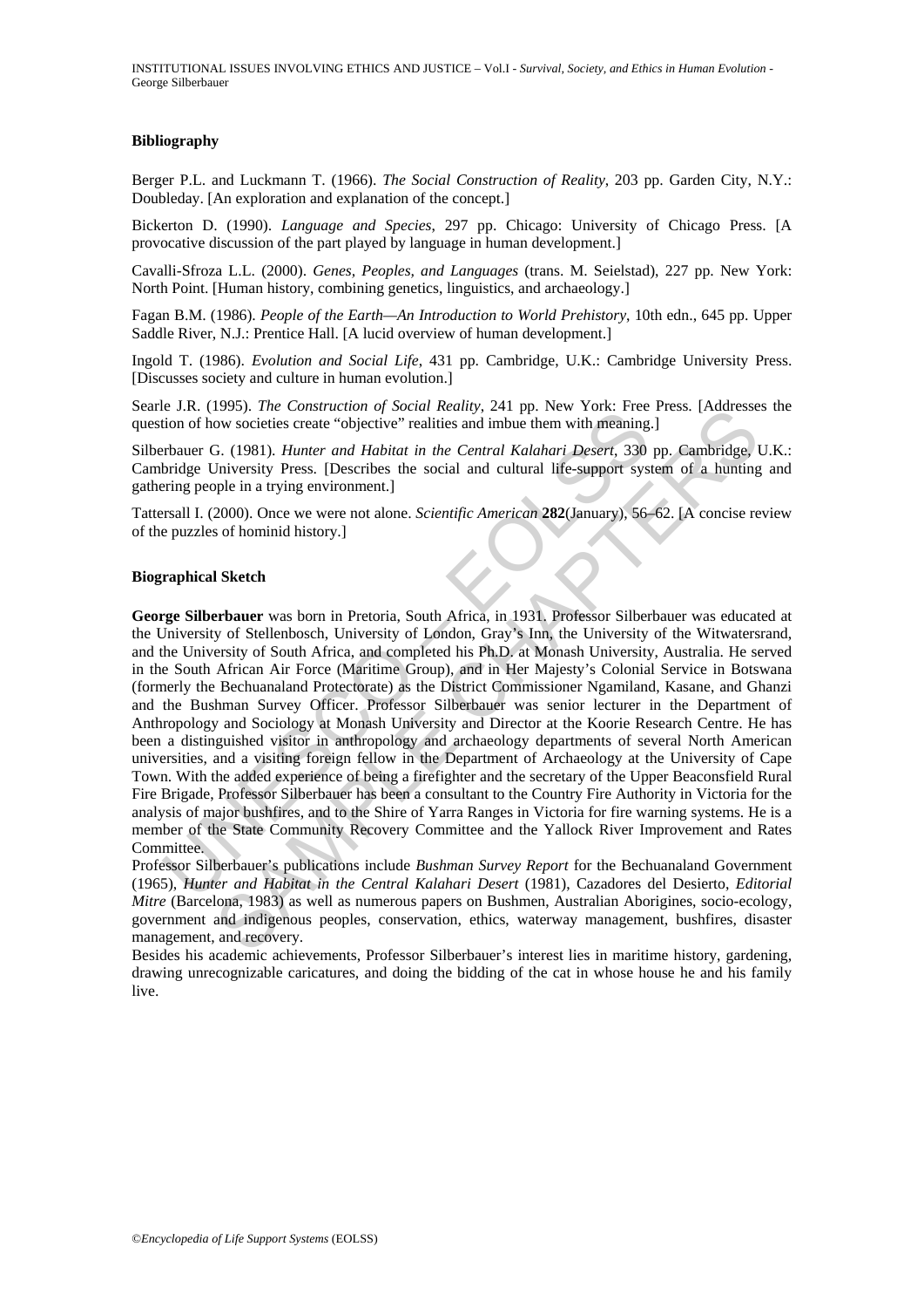### Bibliography

Berger P.L. and Luckmann T. (1966). *The Social Construction of Reality*, 203 pp. Garden City, N.Y.: Doubleday. [An exploration and explanation of the concept.]

Bickerton D. (1990). *Language and Species*, 297 pp. Chicago: University of Chicago Press. [A provocative discussion of the part played by language in human development.]

Cavalli-Sfroza L.L. (2000). *Genes, Peoples, and Languages* (trans. M. Seielstad), 227 pp. New York: North Point. [Human history, combining genetics, linguistics, and archaeology.]

Fagan B.M. (1986). *People of the Earth—An Introduction to World Prehistory*, 10th edn., 645 pp. Upper Saddle River, N.J.: Prentice Hall. [A lucid overview of human development.]

Ingold T. (1986). *Evolution and Social Life*, 431 pp. Cambridge, U.K.: Cambridge University Press. [Discusses society and culture in human evolution.]

Searle J.R. (1995). *The Construction of Social Reality*, 241 pp. New York: Free Press. [Addresses the question of how societies create "objective" realities and imbue them with meaning.]

Silberbauer G. (1981). *Hunter and Habitat in the Central Kalahari Desert*, 330 pp. Cambridge, U.K.: Cambridge University Press. [Describes the social and cultural life-support system of a hunting and gathering people in a trying environment.]

Tattersall I. (2000). Once we were not alone. *Scientific American* **282**(January), 56–62. [A concise review of the puzzles of hominid history.]

### Biographical Sketch

**George Silberbauer** was born in Pretoria, South Africa, in 1931. Professor Silberbauer was educated at the University of Stellenbosch, University of London, Gray's Inn, the University of the Witwatersrand, and the University of South Africa, and completed his Ph.D. at Monash University, Australia. He served in the South African Air Force (Maritime Group), and in Her Majesty's Colonial Service in Botswana (formerly the Bechuanaland Protectorate) as the District Commissioner Ngamiland, Kasane, and Ghanzi and the Bushman Survey Officer. Professor Silberbauer was senior lecturer in the Department of Anthropology and Sociology at Monash University and Director at the Koorie Research Centre. He has been a distinguished visitor in anthropology and archaeology departments of several North American universities, and a visiting foreign fellow in the Department of Archaeology at the University of Cape Town. With the added experience of being a firefighter and the secretary of the Upper Beaconsfield Rural Fire Brigade, Professor Silberbauer has been a consultant to the Country Fire Authority in Victoria for the analysis of major bushfires, and to the Shire of Yarra Ranges in Victoria for fire warning systems. He is a member of the State Community Recovery Committee and the Yallock River Improvement and Rates Committee.

Professor Silberbauer's publications include *Bushman Survey Report* for the Bechuanaland Government (1965), *Hunter and Habitat in the Central Kalahari Desert* (1981), Cazadores del Desierto, *Editorial Mitre* (Barcelona, 1983) as well as numerous papers on Bushmen, Australian Aborigines, socio-ecology, government and indigenous peoples, conservation, ethics, waterway management, bushfires, disaster management, and recovery.

Besides his academic achievements, Professor Silberbauer's interest lies in maritime history, gardening, drawing unrecognizable caricatures, and doing the bidding of the cat in whose house he and his family live.